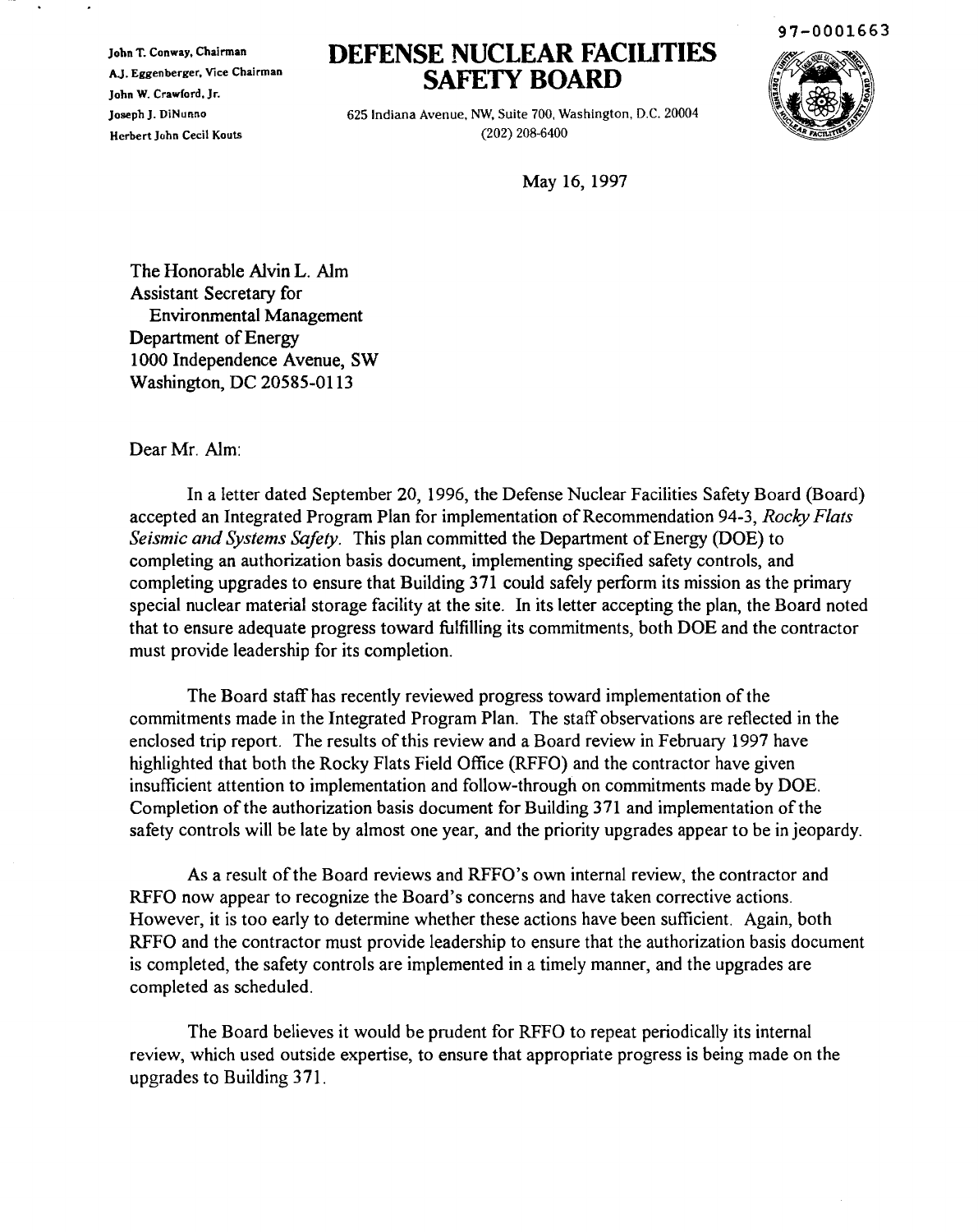97-0001663

John T. Conway, Chairman
A.J. Eggenberger, Vice Chairman
John W. Crawford, Jr.
Joseph J. DiNunno
Herbert John Cecil Kouts

# DEFENSE NUCLEAR FACILITIES SAFETY BOARD

625 Indiana Avenue, NW, Suite 700, Washington, D.C. 20004
(202) 208-6400

May 16, 1997

The Honorable Alvin L. Alm
Assistant Secretary for
Environmental Management
Department of Energy
1000 Independence Avenue, SW
Washington, DC 20585-0113

Dear Mr. Alm:

In a letter dated September 20, 1996, the Defense Nuclear Facilities Safety Board (Board) accepted an Integrated Program Plan for implementation of Recommendation 94-3, *Rocky Flats Seismic and Systems Safety*. This plan committed the Department of Energy (DOE) to completing an authorization basis document, implementing specified safety controls, and completing upgrades to ensure that Building 371 could safely perform its mission as the primary special nuclear material storage facility at the site. In its letter accepting the plan, the Board noted that to ensure adequate progress toward fulfilling its commitments, both DOE and the contractor must provide leadership for its completion.

The Board staff has recently reviewed progress toward implementation of the commitments made in the Integrated Program Plan. The staff observations are reflected in the enclosed trip report. The results of this review and a Board review in February 1997 have highlighted that both the Rocky Flats Field Office (RFFO) and the contractor have given insufficient attention to implementation and follow-through on commitments made by DOE. Completion of the authorization basis document for Building 371 and implementation of the safety controls will be late by almost one year, and the priority upgrades appear to be in jeopardy.

As a result of the Board reviews and RFFO's own internal review, the contractor and RFFO now appear to recognize the Board's concerns and have taken corrective actions. However, it is too early to determine whether these actions have been sufficient. Again, both RFFO and the contractor must provide leadership to ensure that the authorization basis document is completed, the safety controls are implemented in a timely manner, and the upgrades are completed as scheduled.

The Board believes it would be prudent for RFFO to repeat periodically its internal review, which used outside expertise, to ensure that appropriate progress is being made on the upgrades to Building 371.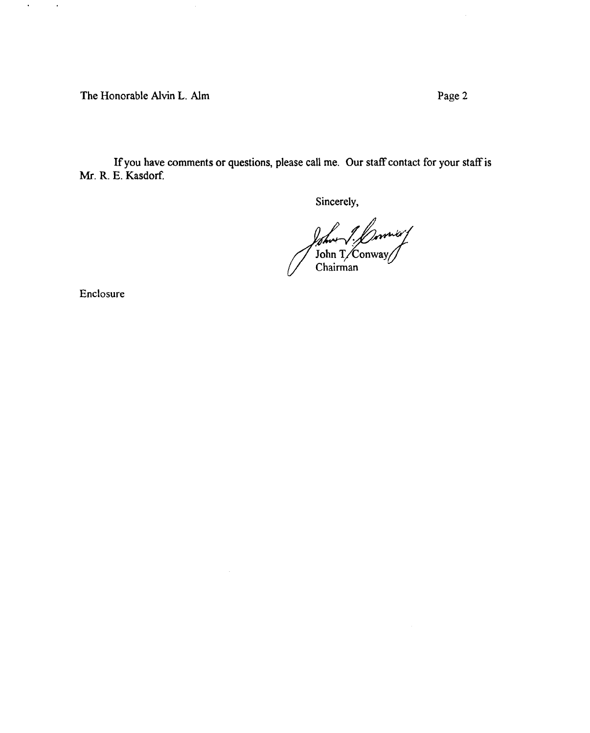The Honorable Alvin L. Alm

If you have comments or questions, please call me. Our staff contact for your staff is Mr. R. E. Kasdorf.

Sincerely,

John T. Conway
Chairman

Enclosure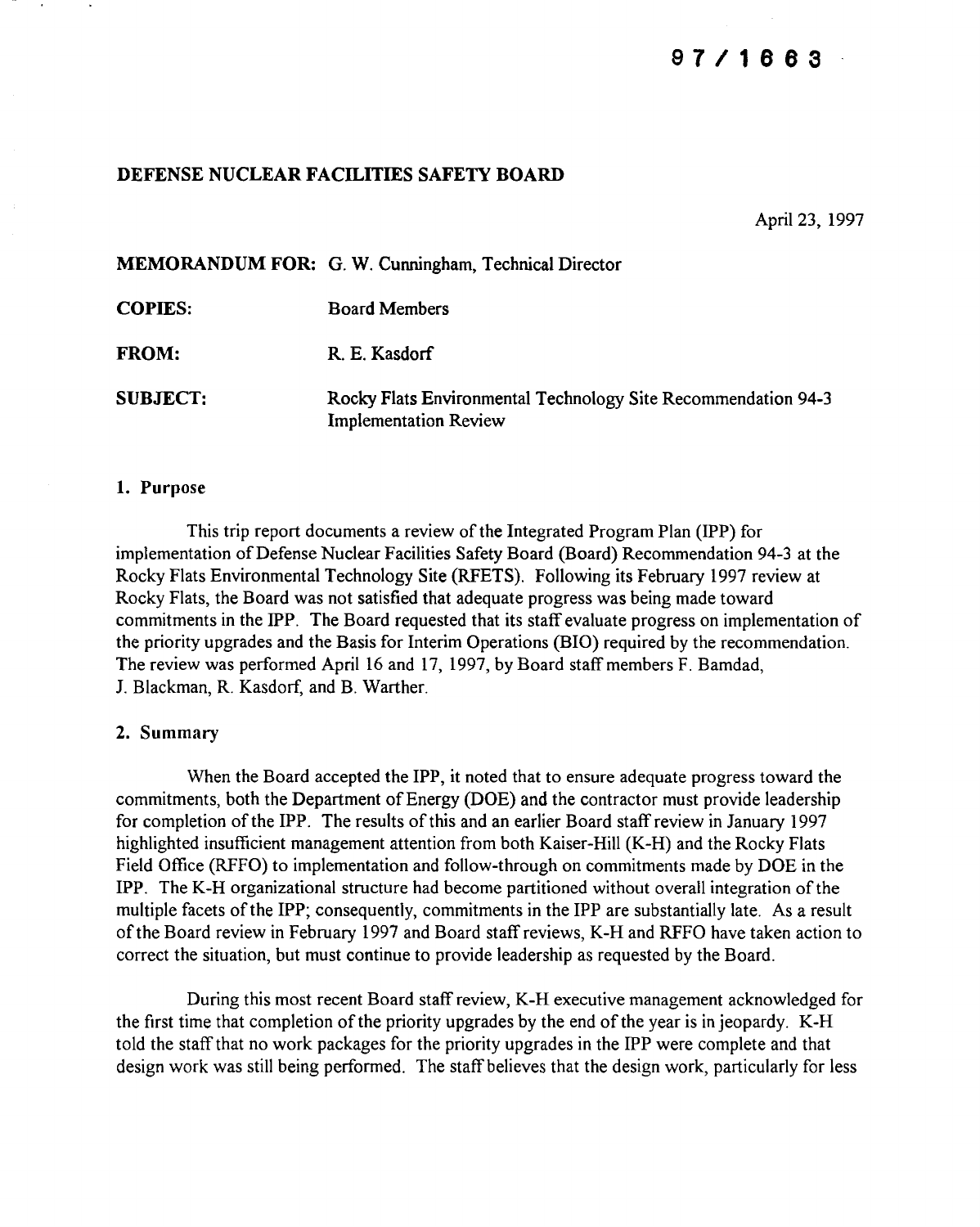97/1663

**DEFENSE NUCLEAR FACILITIES SAFETY BOARD**

April 23, 1997

**MEMORANDUM FOR:** G. W. Cunningham, Technical Director

**COPIES:** Board Members

**FROM:** R. E. Kasdorf

**SUBJECT:** Rocky Flats Environmental Technology Site Recommendation 94-3 Implementation Review

## 1. Purpose

This trip report documents a review of the Integrated Program Plan (IPP) for implementation of Defense Nuclear Facilities Safety Board (Board) Recommendation 94-3 at the Rocky Flats Environmental Technology Site (RFETS). Following its February 1997 review at Rocky Flats, the Board was not satisfied that adequate progress was being made toward commitments in the IPP. The Board requested that its staff evaluate progress on implementation of the priority upgrades and the Basis for Interim Operations (BIO) required by the recommendation. The review was performed April 16 and 17, 1997, by Board staff members F. Bamdad, J. Blackman, R. Kasdorf, and B. Warther.

## 2. Summary

When the Board accepted the IPP, it noted that to ensure adequate progress toward the commitments, both the Department of Energy (DOE) and the contractor must provide leadership for completion of the IPP. The results of this and an earlier Board staff review in January 1997 highlighted insufficient management attention from both Kaiser-Hill (K-H) and the Rocky Flats Field Office (RFFO) to implementation and follow-through on commitments made by DOE in the IPP. The K-H organizational structure had become partitioned without overall integration of the multiple facets of the IPP; consequently, commitments in the IPP are substantially late. As a result of the Board review in February 1997 and Board staff reviews, K-H and RFFO have taken action to correct the situation, but must continue to provide leadership as requested by the Board.

During this most recent Board staff review, K-H executive management acknowledged for the first time that completion of the priority upgrades by the end of the year is in jeopardy. K-H told the staff that no work packages for the priority upgrades in the IPP were complete and that design work was still being performed. The staff believes that the design work, particularly for less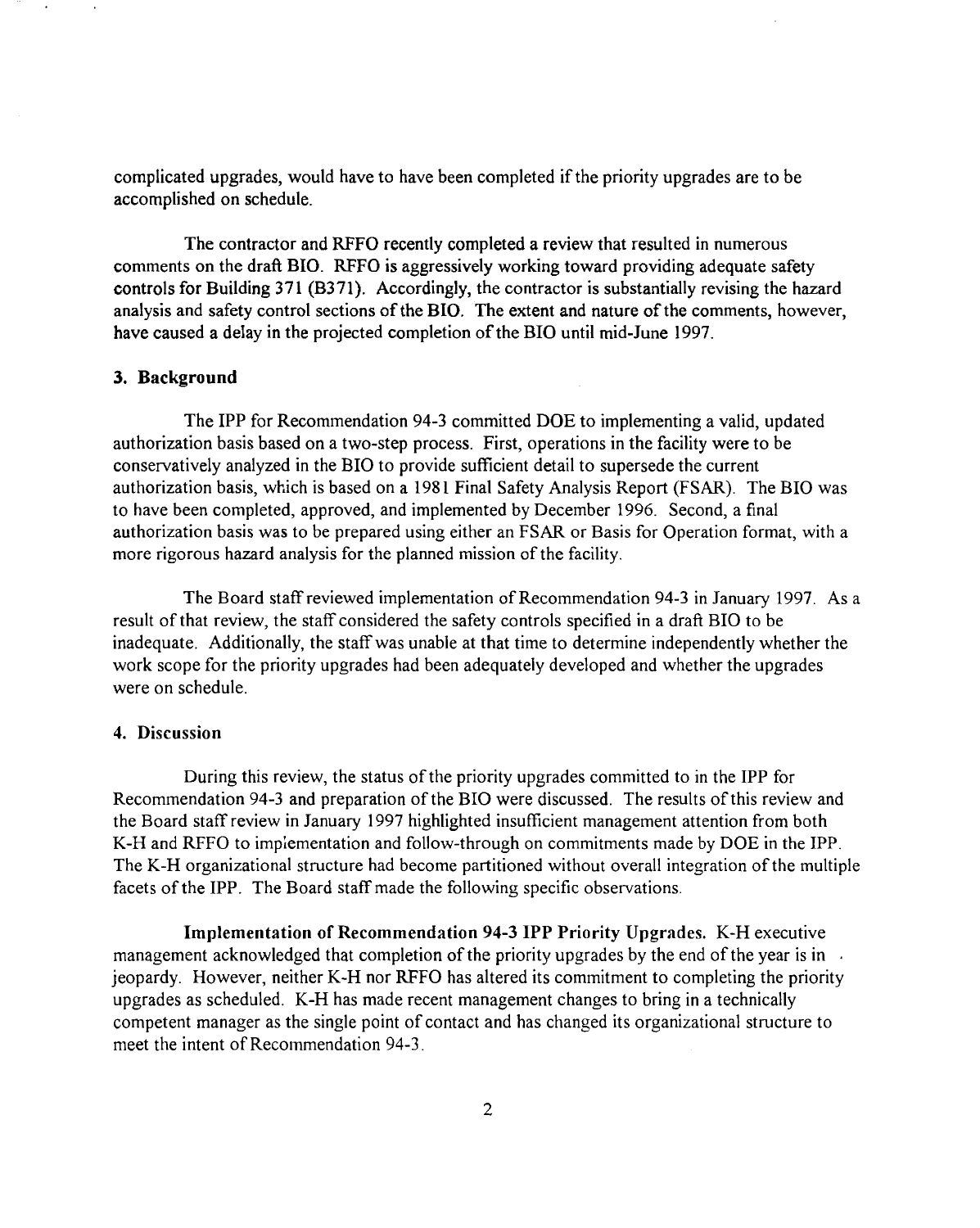complicated upgrades, would have to have been completed if the priority upgrades are to be accomplished on schedule.

The contractor and RFFO recently completed a review that resulted in numerous comments on the draft BIO. RFFO is aggressively working toward providing adequate safety controls for Building 371 (B371). Accordingly, the contractor is substantially revising the hazard analysis and safety control sections of the BIO. The extent and nature of the comments, however, have caused a delay in the projected completion of the BIO until mid-June 1997.

## 3. Background

The IPP for Recommendation 94-3 committed DOE to implementing a valid, updated authorization basis based on a two-step process. First, operations in the facility were to be conservatively analyzed in the BIO to provide sufficient detail to supersede the current authorization basis, which is based on a 1981 Final Safety Analysis Report (FSAR). The BIO was to have been completed, approved, and implemented by December 1996. Second, a final authorization basis was to be prepared using either an FSAR or Basis for Operation format, with a more rigorous hazard analysis for the planned mission of the facility.

The Board staff reviewed implementation of Recommendation 94-3 in January 1997. As a result of that review, the staff considered the safety controls specified in a draft BIO to be inadequate. Additionally, the staff was unable at that time to determine independently whether the work scope for the priority upgrades had been adequately developed and whether the upgrades were on schedule.

## 4. Discussion

During this review, the status of the priority upgrades committed to in the IPP for Recommendation 94-3 and preparation of the BIO were discussed. The results of this review and the Board staff review in January 1997 highlighted insufficient management attention from both K-H and RFFO to implementation and follow-through on commitments made by DOE in the IPP. The K-H organizational structure had become partitioned without overall integration of the multiple facets of the IPP. The Board staff made the following specific observations.

**Implementation of Recommendation 94-3 IPP Priority Upgrades.** K-H executive management acknowledged that completion of the priority upgrades by the end of the year is in jeopardy. However, neither K-H nor RFFO has altered its commitment to completing the priority upgrades as scheduled. K-H has made recent management changes to bring in a technically competent manager as the single point of contact and has changed its organizational structure to meet the intent of Recommendation 94-3.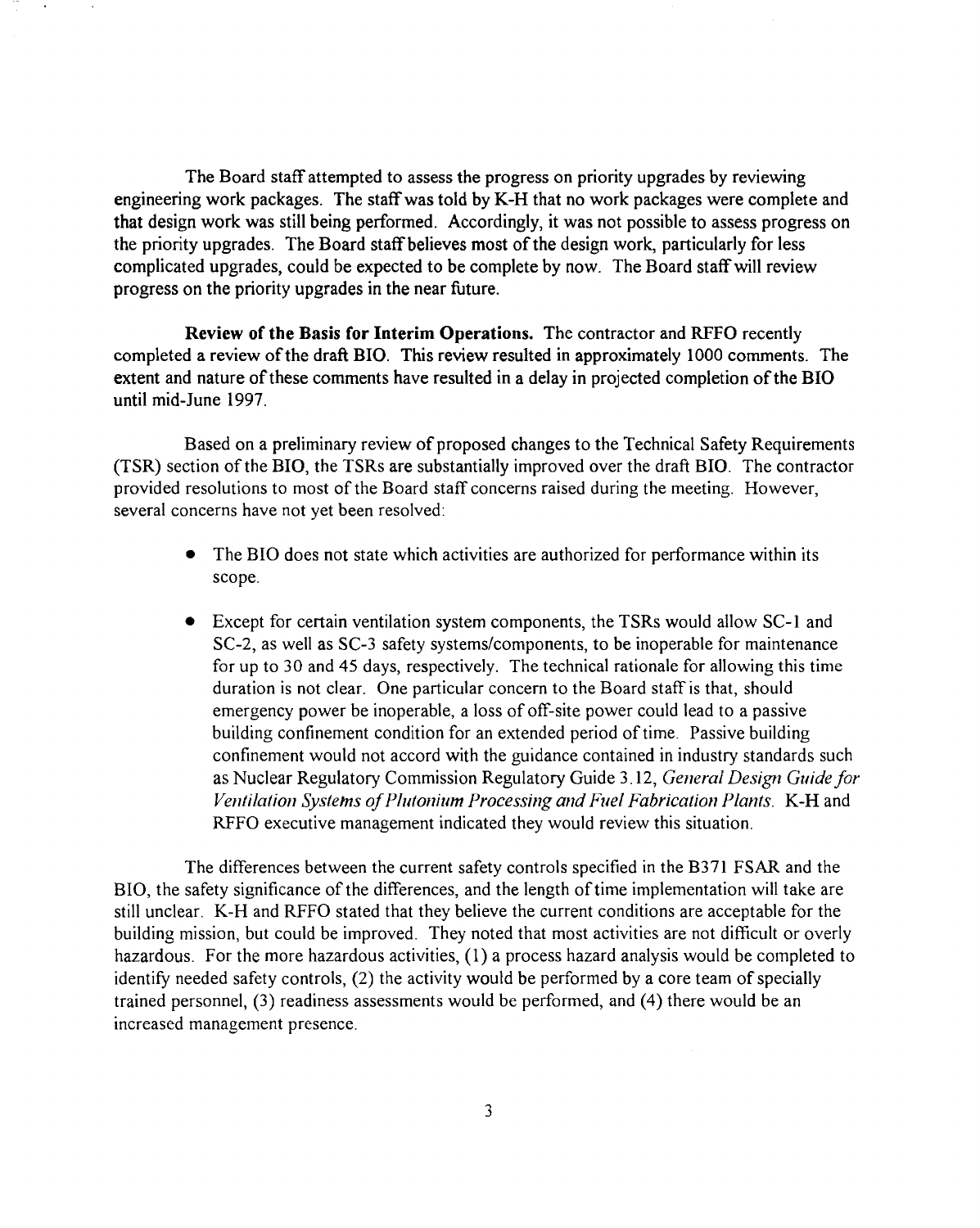The Board staff attempted to assess the progress on priority upgrades by reviewing engineering work packages. The staff was told by K-H that no work packages were complete and that design work was still being performed. Accordingly, it was not possible to assess progress on the priority upgrades. The Board staff believes most of the design work, particularly for less complicated upgrades, could be expected to be complete by now. The Board staff will review progress on the priority upgrades in the near future.

**Review of the Basis for Interim Operations.** The contractor and RFFO recently completed a review of the draft BIO. This review resulted in approximately 1000 comments. The extent and nature of these comments have resulted in a delay in projected completion of the BIO until mid-June 1997.

Based on a preliminary review of proposed changes to the Technical Safety Requirements (TSR) section of the BIO, the TSRs are substantially improved over the draft BIO. The contractor provided resolutions to most of the Board staff concerns raised during the meeting. However, several concerns have not yet been resolved:

- The BIO does not state which activities are authorized for performance within its scope.
- Except for certain ventilation system components, the TSRs would allow SC-1 and SC-2, as well as SC-3 safety systems/components, to be inoperable for maintenance for up to 30 and 45 days, respectively. The technical rationale for allowing this time duration is not clear. One particular concern to the Board staff is that, should emergency power be inoperable, a loss of off-site power could lead to a passive building confinement condition for an extended period of time. Passive building confinement would not accord with the guidance contained in industry standards such as Nuclear Regulatory Commission Regulatory Guide 3.12, *General Design Guide for Ventilation Systems of Plutonium Processing and Fuel Fabrication Plants*. K-H and RFFO executive management indicated they would review this situation.

The differences between the current safety controls specified in the B371 FSAR and the BIO, the safety significance of the differences, and the length of time implementation will take are still unclear. K-H and RFFO stated that they believe the current conditions are acceptable for the building mission, but could be improved. They noted that most activities are not difficult or overly hazardous. For the more hazardous activities, (1) a process hazard analysis would be completed to identify needed safety controls, (2) the activity would be performed by a core team of specially trained personnel, (3) readiness assessments would be performed, and (4) there would be an increased management presence.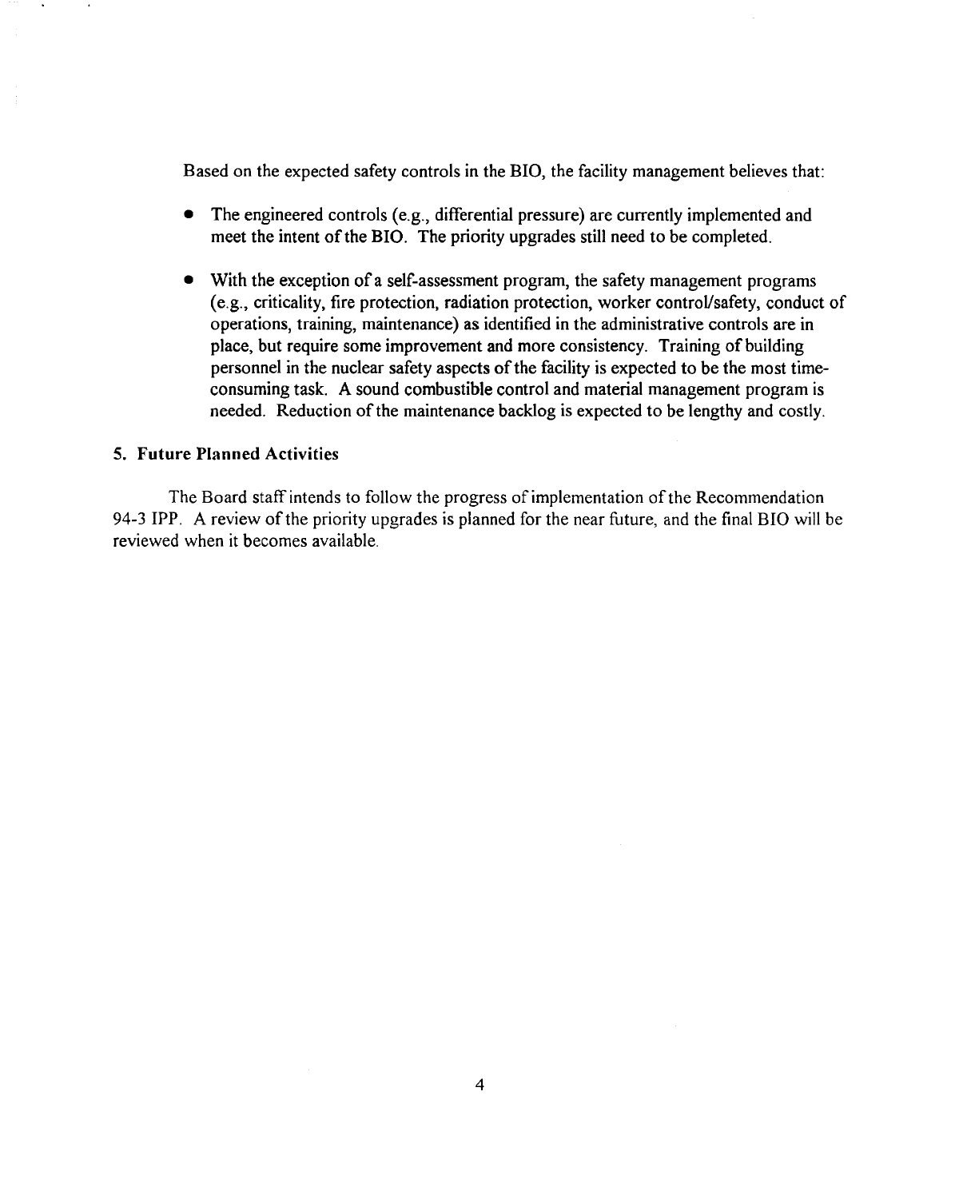Based on the expected safety controls in the BIO, the facility management believes that:

- The engineered controls (e.g., differential pressure) are currently implemented and meet the intent of the BIO. The priority upgrades still need to be completed.

- With the exception of a self-assessment program, the safety management programs (e.g., criticality, fire protection, radiation protection, worker control/safety, conduct of operations, training, maintenance) as identified in the administrative controls are in place, but require some improvement and more consistency. Training of building personnel in the nuclear safety aspects of the facility is expected to be the most time-consuming task. A sound combustible control and material management program is needed. Reduction of the maintenance backlog is expected to be lengthy and costly.

## 5. Future Planned Activities

The Board staff intends to follow the progress of implementation of the Recommendation 94-3 IPP. A review of the priority upgrades is planned for the near future, and the final BIO will be reviewed when it becomes available.